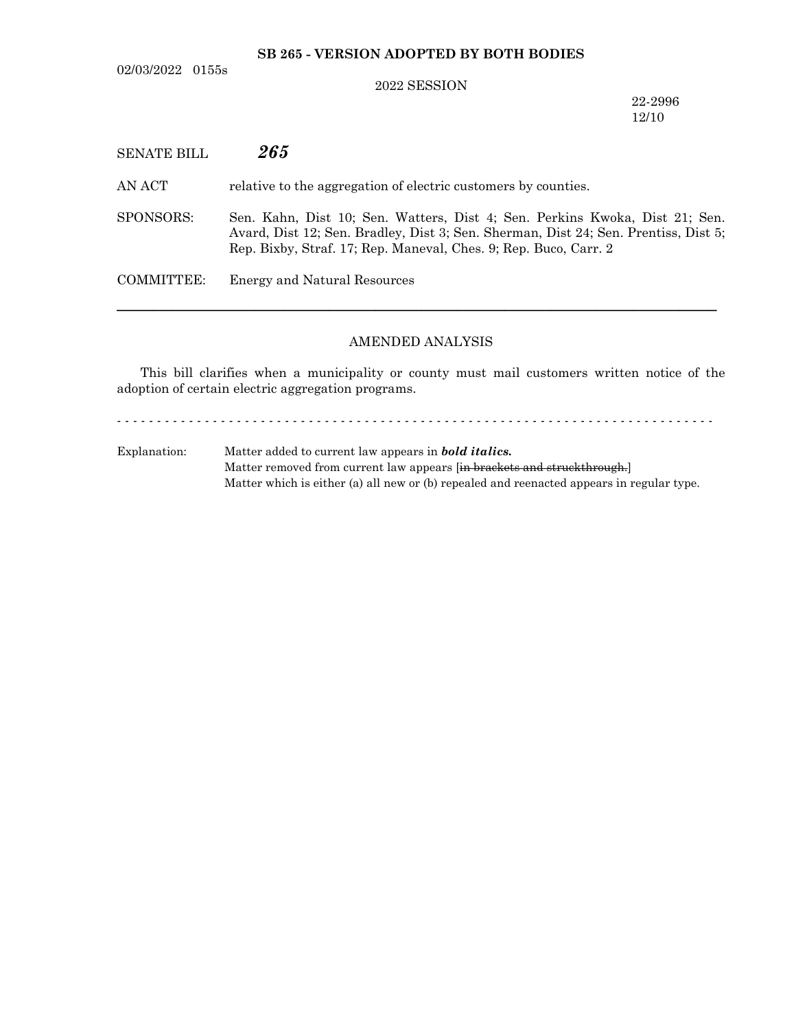**SB 265 - VERSION ADOPTED BY BOTH BODIES**

02/03/2022 0155s

2022 SESSION

22-2996
12/10

SENATE BILL ***265***

AN ACT relative to the aggregation of electric customers by counties.

SPONSORS: Sen. Kahn, Dist 10; Sen. Watters, Dist 4; Sen. Perkins Kwoka, Dist 21; Sen. Avard, Dist 12; Sen. Bradley, Dist 3; Sen. Sherman, Dist 24; Sen. Prentiss, Dist 5; Rep. Bixby, Straf. 17; Rep. Maneval, Ches. 9; Rep. Buco, Carr. 2

COMMITTEE: Energy and Natural Resources

---

AMENDED ANALYSIS

This bill clarifies when a municipality or county must mail customers written notice of the adoption of certain electric aggregation programs.

- - - - - - - - - - - - - - - - - - - - - - - - - - - - - - - - - - - - - - - - - - - - - - - - - - - - - - - - - - - - - - - - - - - -

Explanation: Matter added to current law appears in ***bold italics.***
Matter removed from current law appears [~~in brackets and struckthrough.~~]
Matter which is either (a) all new or (b) repealed and reenacted appears in regular type.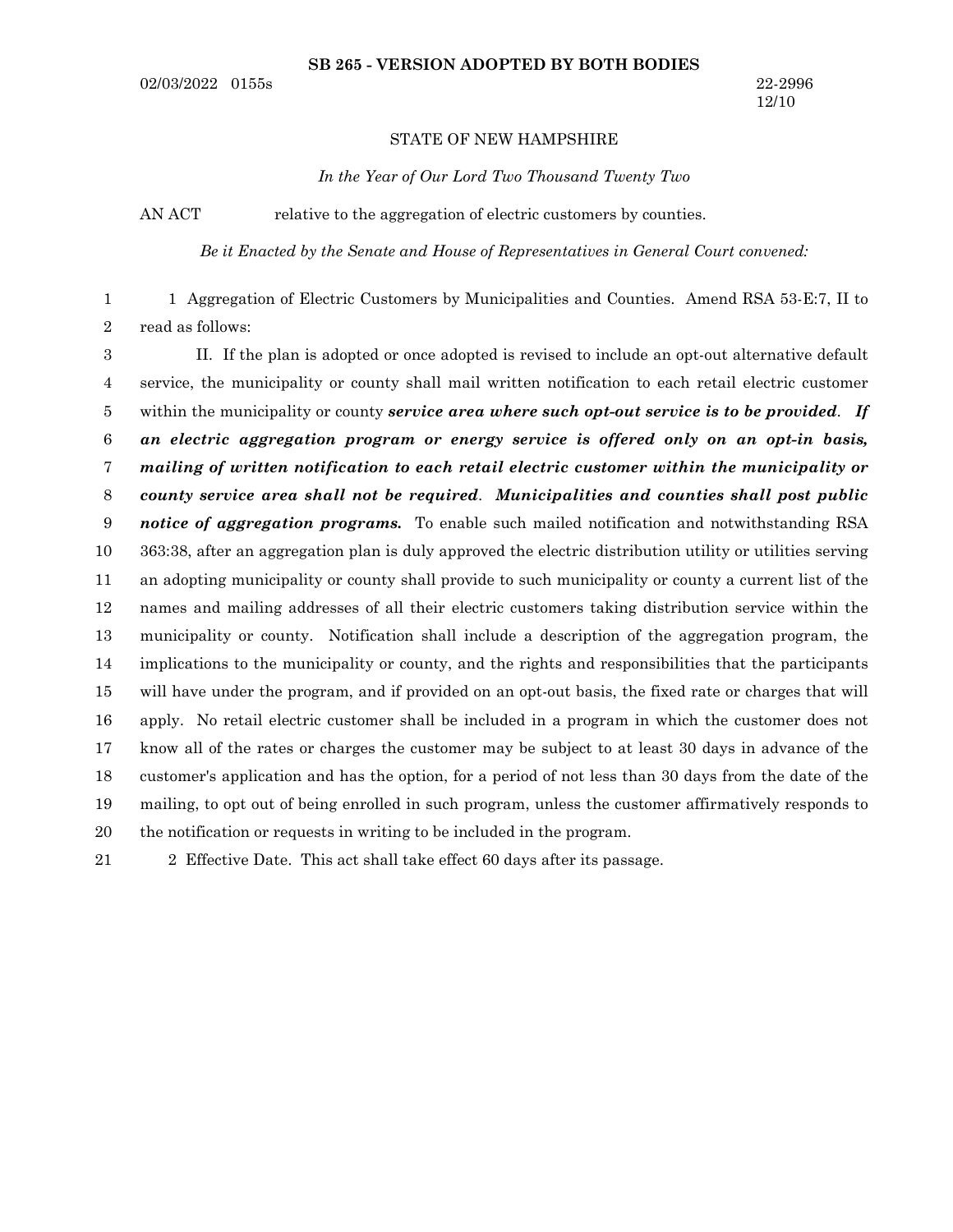**SB 265 - VERSION ADOPTED BY BOTH BODIES**

02/03/2022 0155s

22-2996
12/10

STATE OF NEW HAMPSHIRE

*In the Year of Our Lord Two Thousand Twenty Two*

AN ACT relative to the aggregation of electric customers by counties.

*Be it Enacted by the Senate and House of Representatives in General Court convened:*

1 Aggregation of Electric Customers by Municipalities and Counties. Amend RSA 53-E:7, II to read as follows:

II. If the plan is adopted or once adopted is revised to include an opt-out alternative default service, the municipality or county shall mail written notification to each retail electric customer within the municipality or county ***service area where such opt-out service is to be provided***. ***If an electric aggregation program or energy service is offered only on an opt-in basis, mailing of written notification to each retail electric customer within the municipality or county service area shall not be required***. ***Municipalities and counties shall post public notice of aggregation programs.*** To enable such mailed notification and notwithstanding RSA 363:38, after an aggregation plan is duly approved the electric distribution utility or utilities serving an adopting municipality or county shall provide to such municipality or county a current list of the names and mailing addresses of all their electric customers taking distribution service within the municipality or county. Notification shall include a description of the aggregation program, the implications to the municipality or county, and the rights and responsibilities that the participants will have under the program, and if provided on an opt-out basis, the fixed rate or charges that will apply. No retail electric customer shall be included in a program in which the customer does not know all of the rates or charges the customer may be subject to at least 30 days in advance of the customer's application and has the option, for a period of not less than 30 days from the date of the mailing, to opt out of being enrolled in such program, unless the customer affirmatively responds to the notification or requests in writing to be included in the program.

2 Effective Date. This act shall take effect 60 days after its passage.